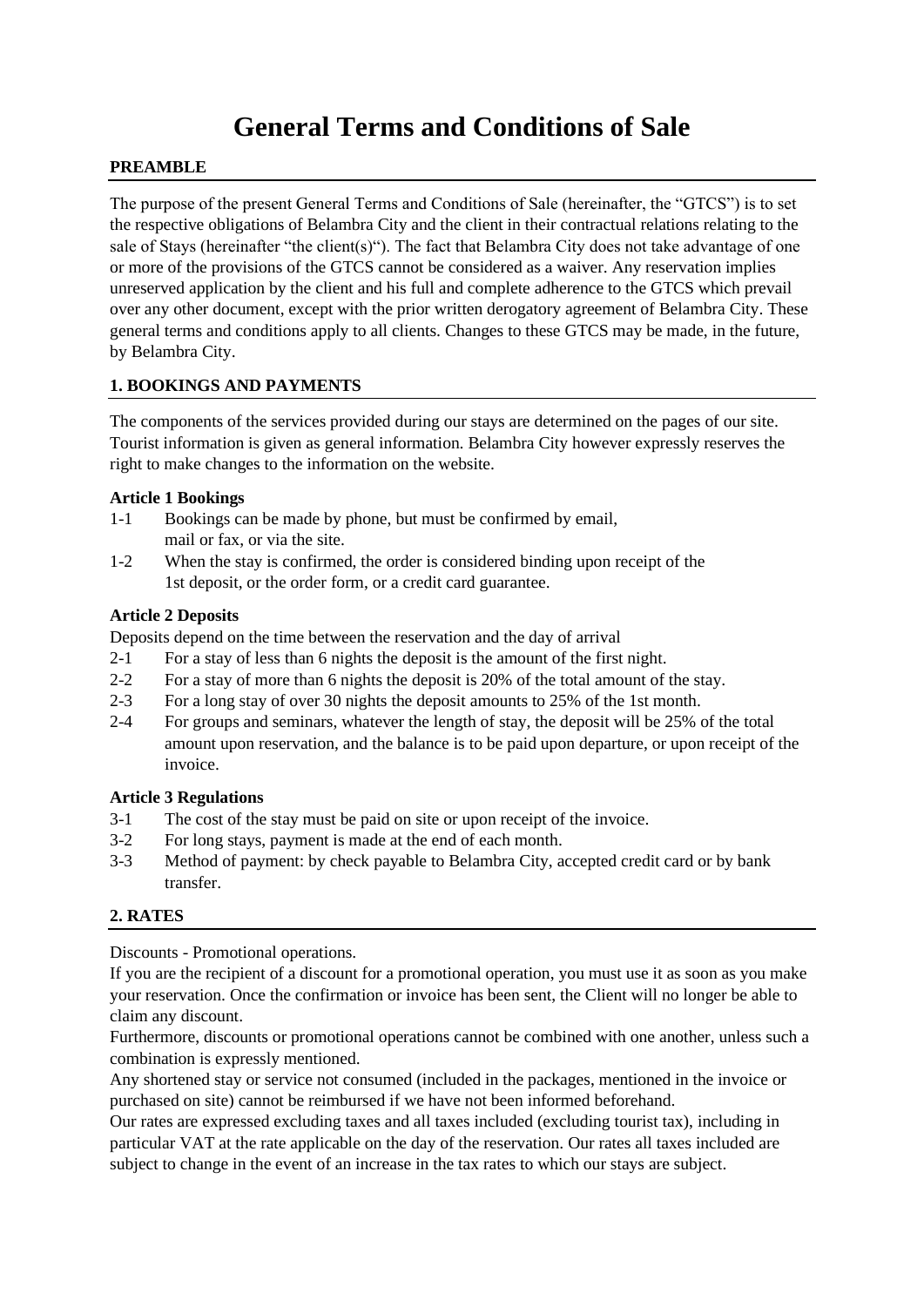# General Terms and Conditions of Sale

## PREAMBLE

The purpose of the present General Terms and Conditions of Sale (hereinafter, the "GTCS") is to set the respective obligations of Belambra City and the client in their contractual relations relating to the sale of Stays (hereinafter "the client(s)"). The fact that Belambra City does not take advantage of one or more of the provisions of the GTCS cannot be considered as a waiver. Any reservation implies unreserved application by the client and his full and complete adherence to the GTCS which prevail over any other document, except with the prior written derogatory agreement of Belambra City. These general terms and conditions apply to all clients. Changes to these GTCS may be made, in the future, by Belambra City.

## 1. BOOKINGS AND PAYMENTS

The components of the services provided during our stays are determined on the pages of our site. Tourist information is given as general information. Belambra City however expressly reserves the right to make changes to the information on the website.

### Article 1 Bookings

1-1 Bookings can be made by phone, but must be confirmed by email, mail or fax, or via the site.

1-2 When the stay is confirmed, the order is considered binding upon receipt of the 1st deposit, or the order form, or a credit card guarantee.

### Article 2 Deposits

Deposits depend on the time between the reservation and the day of arrival

2-1 For a stay of less than 6 nights the deposit is the amount of the first night.

2-2 For a stay of more than 6 nights the deposit is 20% of the total amount of the stay.

2-3 For a long stay of over 30 nights the deposit amounts to 25% of the 1st month.

2-4 For groups and seminars, whatever the length of stay, the deposit will be 25% of the total amount upon reservation, and the balance is to be paid upon departure, or upon receipt of the invoice.

### Article 3 Regulations

3-1 The cost of the stay must be paid on site or upon receipt of the invoice.

3-2 For long stays, payment is made at the end of each month.

3-3 Method of payment: by check payable to Belambra City, accepted credit card or by bank transfer.

## 2. RATES

Discounts - Promotional operations.

If you are the recipient of a discount for a promotional operation, you must use it as soon as you make your reservation. Once the confirmation or invoice has been sent, the Client will no longer be able to claim any discount.

Furthermore, discounts or promotional operations cannot be combined with one another, unless such a combination is expressly mentioned.

Any shortened stay or service not consumed (included in the packages, mentioned in the invoice or purchased on site) cannot be reimbursed if we have not been informed beforehand.

Our rates are expressed excluding taxes and all taxes included (excluding tourist tax), including in particular VAT at the rate applicable on the day of the reservation. Our rates all taxes included are subject to change in the event of an increase in the tax rates to which our stays are subject.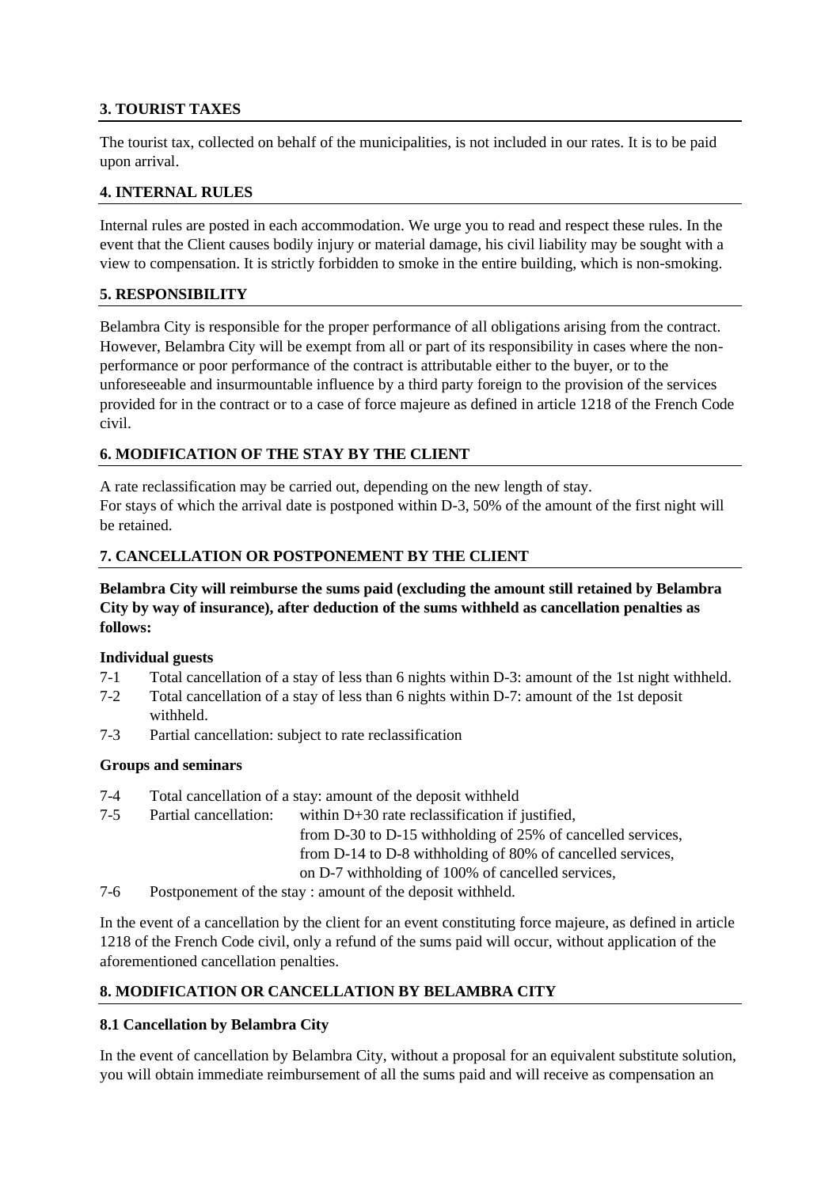## 3. TOURIST TAXES

The tourist tax, collected on behalf of the municipalities, is not included in our rates. It is to be paid upon arrival.

## 4. INTERNAL RULES

Internal rules are posted in each accommodation. We urge you to read and respect these rules. In the event that the Client causes bodily injury or material damage, his civil liability may be sought with a view to compensation. It is strictly forbidden to smoke in the entire building, which is non-smoking.

## 5. RESPONSIBILITY

Belambra City is responsible for the proper performance of all obligations arising from the contract. However, Belambra City will be exempt from all or part of its responsibility in cases where the non-performance or poor performance of the contract is attributable either to the buyer, or to the unforeseeable and insurmountable influence by a third party foreign to the provision of the services provided for in the contract or to a case of force majeure as defined in article 1218 of the French Code civil.

## 6. MODIFICATION OF THE STAY BY THE CLIENT

A rate reclassification may be carried out, depending on the new length of stay.
For stays of which the arrival date is postponed within D-3, 50% of the amount of the first night will be retained.

## 7. CANCELLATION OR POSTPONEMENT BY THE CLIENT

**Belambra City will reimburse the sums paid (excluding the amount still retained by Belambra City by way of insurance), after deduction of the sums withheld as cancellation penalties as follows:**

**Individual guests**

- 7-1 Total cancellation of a stay of less than 6 nights within D-3: amount of the 1st night withheld.
- 7-2 Total cancellation of a stay of less than 6 nights within D-7: amount of the 1st deposit withheld.
- 7-3 Partial cancellation: subject to rate reclassification

**Groups and seminars**

- 7-4 Total cancellation of a stay: amount of the deposit withheld
- 7-5 Partial cancellation: within D+30 rate reclassification if justified,
  from D-30 to D-15 withholding of 25% of cancelled services,
  from D-14 to D-8 withholding of 80% of cancelled services,
  on D-7 withholding of 100% of cancelled services,
- 7-6 Postponement of the stay : amount of the deposit withheld.

In the event of a cancellation by the client for an event constituting force majeure, as defined in article 1218 of the French Code civil, only a refund of the sums paid will occur, without application of the aforementioned cancellation penalties.

## 8. MODIFICATION OR CANCELLATION BY BELAMBRA CITY

### 8.1 Cancellation by Belambra City

In the event of cancellation by Belambra City, without a proposal for an equivalent substitute solution, you will obtain immediate reimbursement of all the sums paid and will receive as compensation an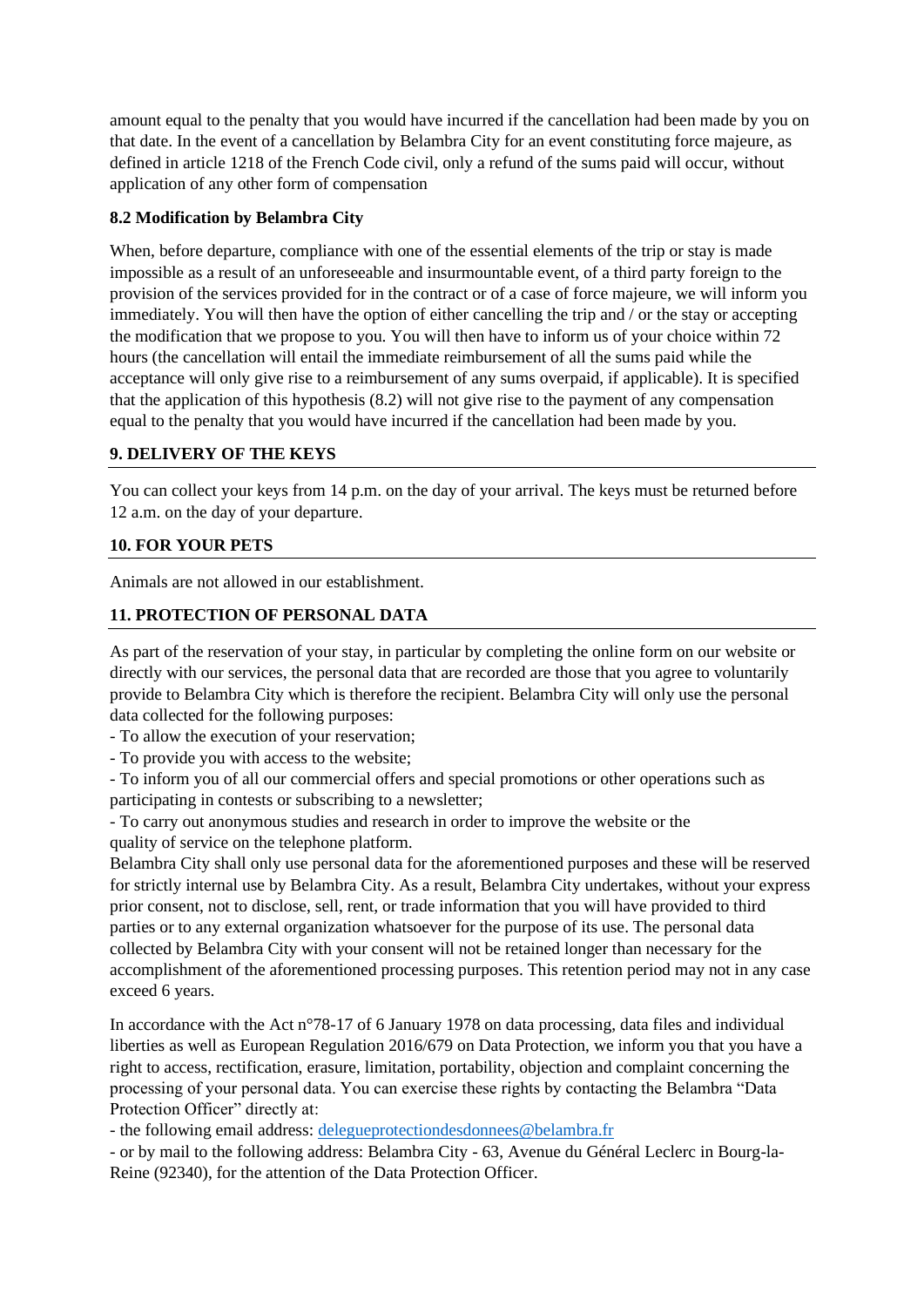amount equal to the penalty that you would have incurred if the cancellation had been made by you on that date. In the event of a cancellation by Belambra City for an event constituting force majeure, as defined in article 1218 of the French Code civil, only a refund of the sums paid will occur, without application of any other form of compensation

### 8.2 Modification by Belambra City

When, before departure, compliance with one of the essential elements of the trip or stay is made impossible as a result of an unforeseeable and insurmountable event, of a third party foreign to the provision of the services provided for in the contract or of a case of force majeure, we will inform you immediately. You will then have the option of either cancelling the trip and / or the stay or accepting the modification that we propose to you. You will then have to inform us of your choice within 72 hours (the cancellation will entail the immediate reimbursement of all the sums paid while the acceptance will only give rise to a reimbursement of any sums overpaid, if applicable). It is specified that the application of this hypothesis (8.2) will not give rise to the payment of any compensation equal to the penalty that you would have incurred if the cancellation had been made by you.

## 9. DELIVERY OF THE KEYS

You can collect your keys from 14 p.m. on the day of your arrival. The keys must be returned before 12 a.m. on the day of your departure.

## 10. FOR YOUR PETS

Animals are not allowed in our establishment.

## 11. PROTECTION OF PERSONAL DATA

As part of the reservation of your stay, in particular by completing the online form on our website or directly with our services, the personal data that are recorded are those that you agree to voluntarily provide to Belambra City which is therefore the recipient. Belambra City will only use the personal data collected for the following purposes:

- To allow the execution of your reservation;
- To provide you with access to the website;
- To inform you of all our commercial offers and special promotions or other operations such as participating in contests or subscribing to a newsletter;
- To carry out anonymous studies and research in order to improve the website or the quality of service on the telephone platform.

Belambra City shall only use personal data for the aforementioned purposes and these will be reserved for strictly internal use by Belambra City. As a result, Belambra City undertakes, without your express prior consent, not to disclose, sell, rent, or trade information that you will have provided to third parties or to any external organization whatsoever for the purpose of its use. The personal data collected by Belambra City with your consent will not be retained longer than necessary for the accomplishment of the aforementioned processing purposes. This retention period may not in any case exceed 6 years.

In accordance with the Act n°78-17 of 6 January 1978 on data processing, data files and individual liberties as well as European Regulation 2016/679 on Data Protection, we inform you that you have a right to access, rectification, erasure, limitation, portability, objection and complaint concerning the processing of your personal data. You can exercise these rights by contacting the Belambra "Data Protection Officer" directly at:

- the following email address: [delegueprotectiondesdonnees@belambra.fr](mailto:delegueprotectiondesdonnees@belambra.fr)
- or by mail to the following address: Belambra City - 63, Avenue du Général Leclerc in Bourg-la-Reine (92340), for the attention of the Data Protection Officer.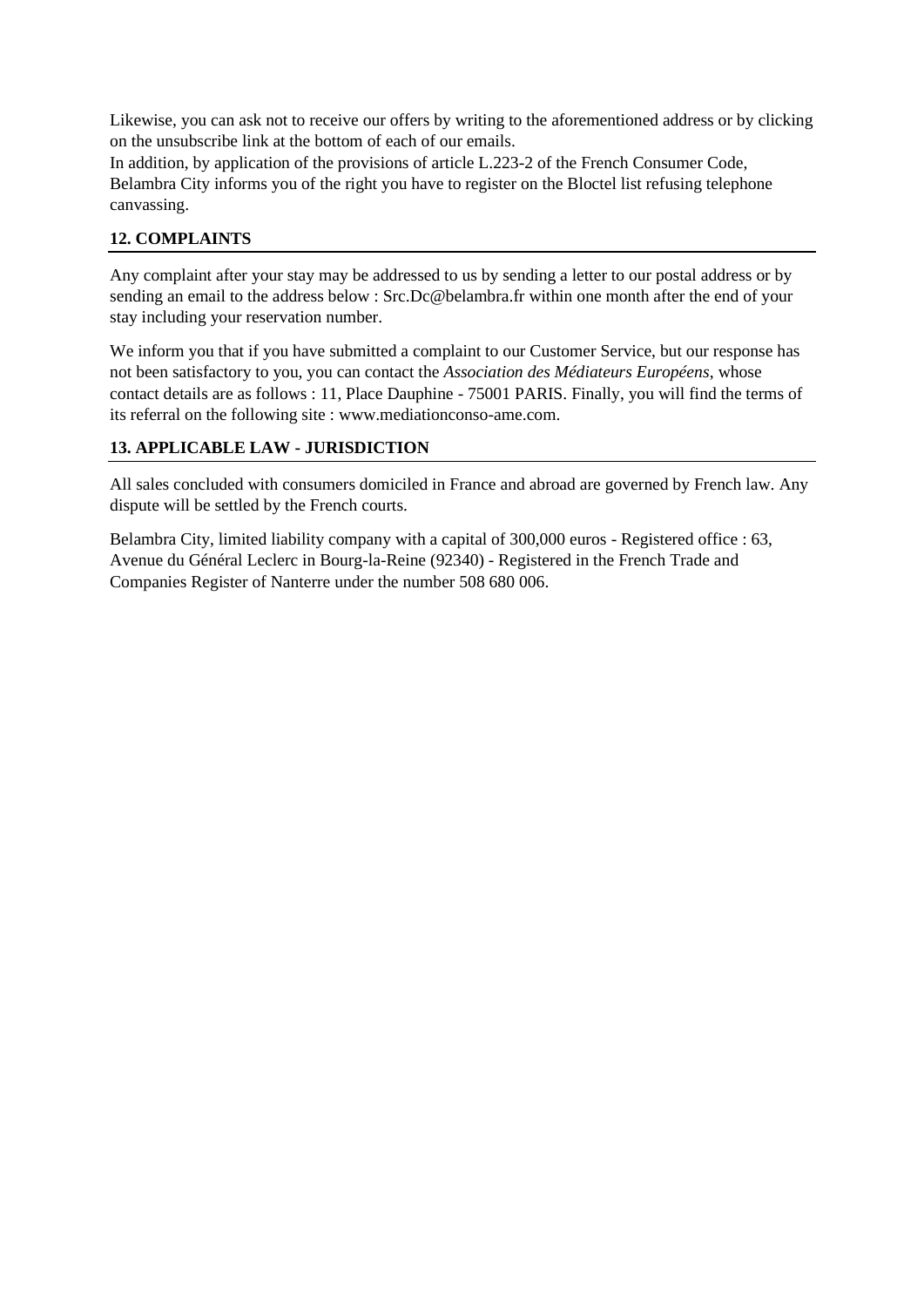Likewise, you can ask not to receive our offers by writing to the aforementioned address or by clicking on the unsubscribe link at the bottom of each of our emails.
In addition, by application of the provisions of article L.223-2 of the French Consumer Code, Belambra City informs you of the right you have to register on the Bloctel list refusing telephone canvassing.

## 12. COMPLAINTS

Any complaint after your stay may be addressed to us by sending a letter to our postal address or by sending an email to the address below : Src.Dc@belambra.fr within one month after the end of your stay including your reservation number.

We inform you that if you have submitted a complaint to our Customer Service, but our response has not been satisfactory to you, you can contact the *Association des Médiateurs Européens*, whose contact details are as follows : 11, Place Dauphine - 75001 PARIS. Finally, you will find the terms of its referral on the following site : www.mediationconso-ame.com.

## 13. APPLICABLE LAW - JURISDICTION

All sales concluded with consumers domiciled in France and abroad are governed by French law. Any dispute will be settled by the French courts.

Belambra City, limited liability company with a capital of 300,000 euros - Registered office : 63, Avenue du Général Leclerc in Bourg-la-Reine (92340) - Registered in the French Trade and Companies Register of Nanterre under the number 508 680 006.